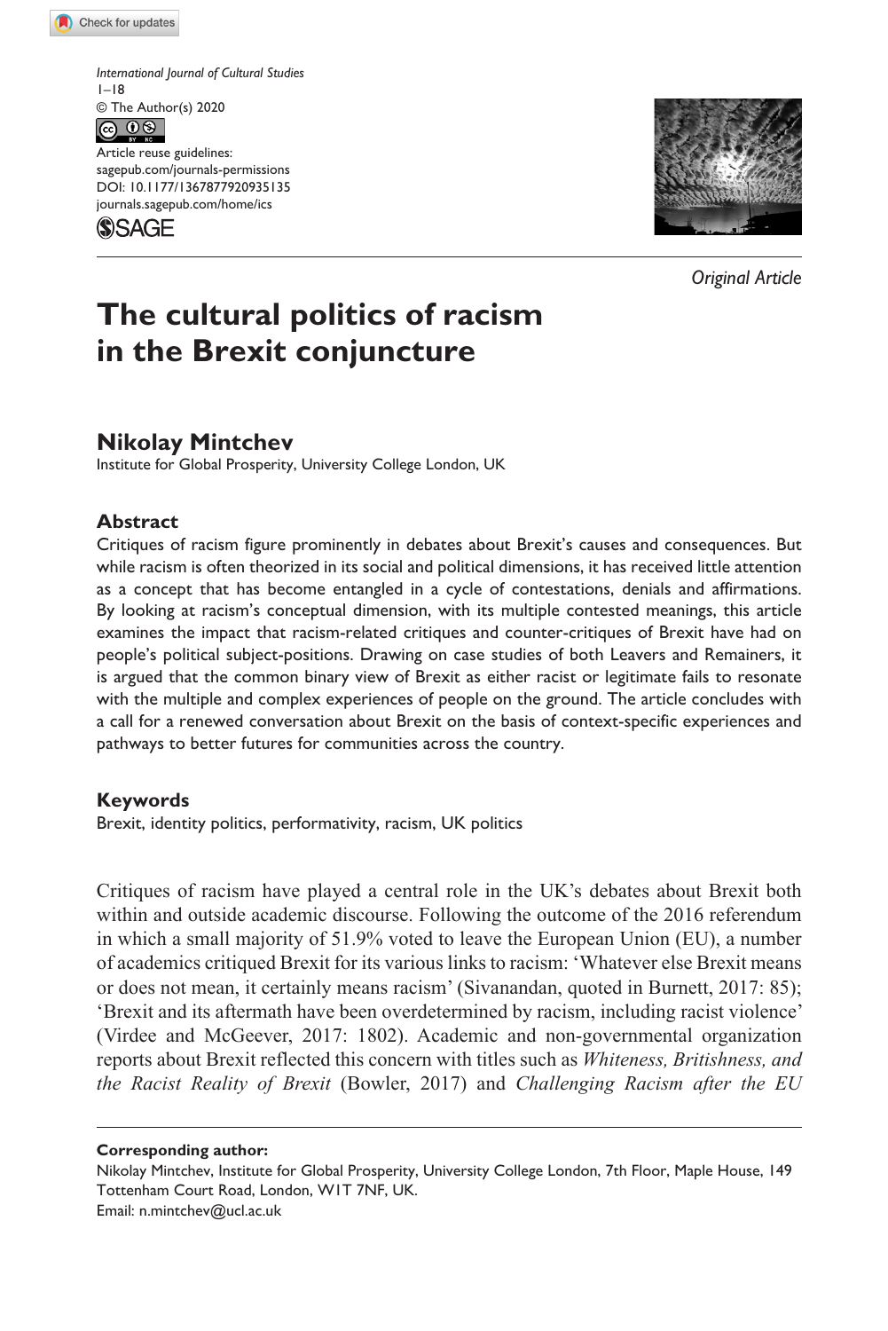*International Journal of Cultural Studies*
1–18
© The Author(s) 2020
Article reuse guidelines:
sagepub.com/journals-permissions
DOI: 10.1177/1367877920935135
journals.sagepub.com/home/ics

*Original Article*

# The cultural politics of racism in the Brexit conjuncture

**Nikolay Mintchev**
Institute for Global Prosperity, University College London, UK

### Abstract

Critiques of racism figure prominently in debates about Brexit's causes and consequences. But while racism is often theorized in its social and political dimensions, it has received little attention as a concept that has become entangled in a cycle of contestations, denials and affirmations. By looking at racism's conceptual dimension, with its multiple contested meanings, this article examines the impact that racism-related critiques and counter-critiques of Brexit have had on people's political subject-positions. Drawing on case studies of both Leavers and Remainers, it is argued that the common binary view of Brexit as either racist or legitimate fails to resonate with the multiple and complex experiences of people on the ground. The article concludes with a call for a renewed conversation about Brexit on the basis of context-specific experiences and pathways to better futures for communities across the country.

### Keywords

Brexit, identity politics, performativity, racism, UK politics

Critiques of racism have played a central role in the UK's debates about Brexit both within and outside academic discourse. Following the outcome of the 2016 referendum in which a small majority of 51.9% voted to leave the European Union (EU), a number of academics critiqued Brexit for its various links to racism: 'Whatever else Brexit means or does not mean, it certainly means racism' (Sivanandan, quoted in Burnett, 2017: 85); 'Brexit and its aftermath have been overdetermined by racism, including racist violence' (Virdee and McGeever, 2017: 1802). Academic and non-governmental organization reports about Brexit reflected this concern with titles such as *Whiteness, Britishness, and the Racist Reality of Brexit* (Bowler, 2017) and *Challenging Racism after the EU*

**Corresponding author:**
Nikolay Mintchev, Institute for Global Prosperity, University College London, 7th Floor, Maple House, 149 Tottenham Court Road, London, W1T 7NF, UK.
Email: n.mintchev@ucl.ac.uk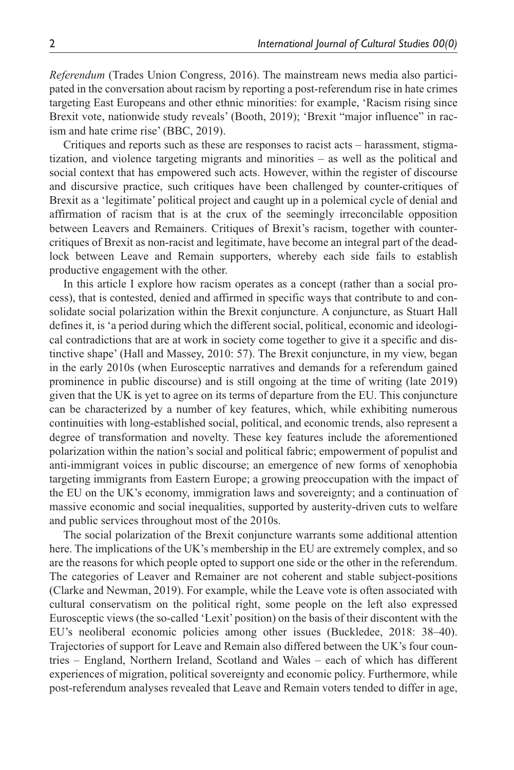*Referendum* (Trades Union Congress, 2016). The mainstream news media also participated in the conversation about racism by reporting a post-referendum rise in hate crimes targeting East Europeans and other ethnic minorities: for example, 'Racism rising since Brexit vote, nationwide study reveals' (Booth, 2019); 'Brexit "major influence" in racism and hate crime rise' (BBC, 2019).

Critiques and reports such as these are responses to racist acts – harassment, stigmatization, and violence targeting migrants and minorities – as well as the political and social context that has empowered such acts. However, within the register of discourse and discursive practice, such critiques have been challenged by counter-critiques of Brexit as a 'legitimate' political project and caught up in a polemical cycle of denial and affirmation of racism that is at the crux of the seemingly irreconcilable opposition between Leavers and Remainers. Critiques of Brexit's racism, together with counter-critiques of Brexit as non-racist and legitimate, have become an integral part of the deadlock between Leave and Remain supporters, whereby each side fails to establish productive engagement with the other.

In this article I explore how racism operates as a concept (rather than a social process), that is contested, denied and affirmed in specific ways that contribute to and consolidate social polarization within the Brexit conjuncture. A conjuncture, as Stuart Hall defines it, is 'a period during which the different social, political, economic and ideological contradictions that are at work in society come together to give it a specific and distinctive shape' (Hall and Massey, 2010: 57). The Brexit conjuncture, in my view, began in the early 2010s (when Eurosceptic narratives and demands for a referendum gained prominence in public discourse) and is still ongoing at the time of writing (late 2019) given that the UK is yet to agree on its terms of departure from the EU. This conjuncture can be characterized by a number of key features, which, while exhibiting numerous continuities with long-established social, political, and economic trends, also represent a degree of transformation and novelty. These key features include the aforementioned polarization within the nation's social and political fabric; empowerment of populist and anti-immigrant voices in public discourse; an emergence of new forms of xenophobia targeting immigrants from Eastern Europe; a growing preoccupation with the impact of the EU on the UK's economy, immigration laws and sovereignty; and a continuation of massive economic and social inequalities, supported by austerity-driven cuts to welfare and public services throughout most of the 2010s.

The social polarization of the Brexit conjuncture warrants some additional attention here. The implications of the UK's membership in the EU are extremely complex, and so are the reasons for which people opted to support one side or the other in the referendum. The categories of Leaver and Remainer are not coherent and stable subject-positions (Clarke and Newman, 2019). For example, while the Leave vote is often associated with cultural conservatism on the political right, some people on the left also expressed Eurosceptic views (the so-called 'Lexit' position) on the basis of their discontent with the EU's neoliberal economic policies among other issues (Buckledee, 2018: 38–40). Trajectories of support for Leave and Remain also differed between the UK's four countries – England, Northern Ireland, Scotland and Wales – each of which has different experiences of migration, political sovereignty and economic policy. Furthermore, while post-referendum analyses revealed that Leave and Remain voters tended to differ in age,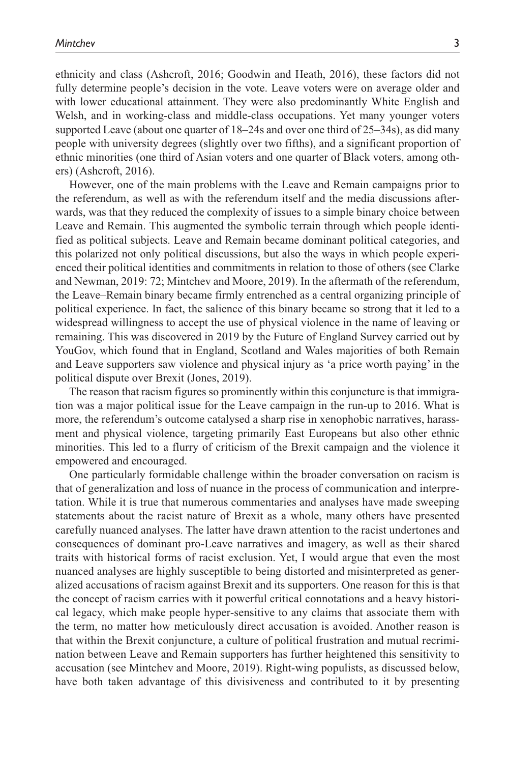ethnicity and class (Ashcroft, 2016; Goodwin and Heath, 2016), these factors did not fully determine people's decision in the vote. Leave voters were on average older and with lower educational attainment. They were also predominantly White English and Welsh, and in working-class and middle-class occupations. Yet many younger voters supported Leave (about one quarter of 18–24s and over one third of 25–34s), as did many people with university degrees (slightly over two fifths), and a significant proportion of ethnic minorities (one third of Asian voters and one quarter of Black voters, among others) (Ashcroft, 2016).

However, one of the main problems with the Leave and Remain campaigns prior to the referendum, as well as with the referendum itself and the media discussions afterwards, was that they reduced the complexity of issues to a simple binary choice between Leave and Remain. This augmented the symbolic terrain through which people identified as political subjects. Leave and Remain became dominant political categories, and this polarized not only political discussions, but also the ways in which people experienced their political identities and commitments in relation to those of others (see Clarke and Newman, 2019: 72; Mintchev and Moore, 2019). In the aftermath of the referendum, the Leave–Remain binary became firmly entrenched as a central organizing principle of political experience. In fact, the salience of this binary became so strong that it led to a widespread willingness to accept the use of physical violence in the name of leaving or remaining. This was discovered in 2019 by the Future of England Survey carried out by YouGov, which found that in England, Scotland and Wales majorities of both Remain and Leave supporters saw violence and physical injury as 'a price worth paying' in the political dispute over Brexit (Jones, 2019).

The reason that racism figures so prominently within this conjuncture is that immigration was a major political issue for the Leave campaign in the run-up to 2016. What is more, the referendum's outcome catalysed a sharp rise in xenophobic narratives, harassment and physical violence, targeting primarily East Europeans but also other ethnic minorities. This led to a flurry of criticism of the Brexit campaign and the violence it empowered and encouraged.

One particularly formidable challenge within the broader conversation on racism is that of generalization and loss of nuance in the process of communication and interpretation. While it is true that numerous commentaries and analyses have made sweeping statements about the racist nature of Brexit as a whole, many others have presented carefully nuanced analyses. The latter have drawn attention to the racist undertones and consequences of dominant pro-Leave narratives and imagery, as well as their shared traits with historical forms of racist exclusion. Yet, I would argue that even the most nuanced analyses are highly susceptible to being distorted and misinterpreted as generalized accusations of racism against Brexit and its supporters. One reason for this is that the concept of racism carries with it powerful critical connotations and a heavy historical legacy, which make people hyper-sensitive to any claims that associate them with the term, no matter how meticulously direct accusation is avoided. Another reason is that within the Brexit conjuncture, a culture of political frustration and mutual recrimination between Leave and Remain supporters has further heightened this sensitivity to accusation (see Mintchev and Moore, 2019). Right-wing populists, as discussed below, have both taken advantage of this divisiveness and contributed to it by presenting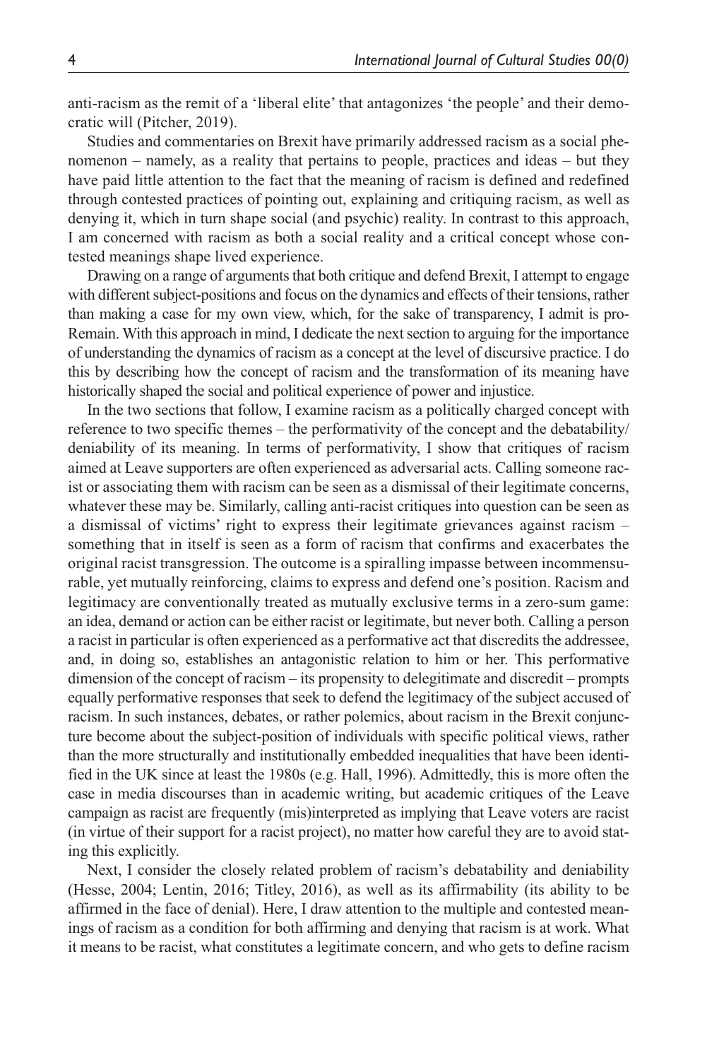anti-racism as the remit of a 'liberal elite' that antagonizes 'the people' and their democratic will (Pitcher, 2019).

Studies and commentaries on Brexit have primarily addressed racism as a social phenomenon – namely, as a reality that pertains to people, practices and ideas – but they have paid little attention to the fact that the meaning of racism is defined and redefined through contested practices of pointing out, explaining and critiquing racism, as well as denying it, which in turn shape social (and psychic) reality. In contrast to this approach, I am concerned with racism as both a social reality and a critical concept whose contested meanings shape lived experience.

Drawing on a range of arguments that both critique and defend Brexit, I attempt to engage with different subject-positions and focus on the dynamics and effects of their tensions, rather than making a case for my own view, which, for the sake of transparency, I admit is pro-Remain. With this approach in mind, I dedicate the next section to arguing for the importance of understanding the dynamics of racism as a concept at the level of discursive practice. I do this by describing how the concept of racism and the transformation of its meaning have historically shaped the social and political experience of power and injustice.

In the two sections that follow, I examine racism as a politically charged concept with reference to two specific themes – the performativity of the concept and the debatability/deniability of its meaning. In terms of performativity, I show that critiques of racism aimed at Leave supporters are often experienced as adversarial acts. Calling someone racist or associating them with racism can be seen as a dismissal of their legitimate concerns, whatever these may be. Similarly, calling anti-racist critiques into question can be seen as a dismissal of victims' right to express their legitimate grievances against racism – something that in itself is seen as a form of racism that confirms and exacerbates the original racist transgression. The outcome is a spiralling impasse between incommensurable, yet mutually reinforcing, claims to express and defend one's position. Racism and legitimacy are conventionally treated as mutually exclusive terms in a zero-sum game: an idea, demand or action can be either racist or legitimate, but never both. Calling a person a racist in particular is often experienced as a performative act that discredits the addressee, and, in doing so, establishes an antagonistic relation to him or her. This performative dimension of the concept of racism – its propensity to delegitimate and discredit – prompts equally performative responses that seek to defend the legitimacy of the subject accused of racism. In such instances, debates, or rather polemics, about racism in the Brexit conjuncture become about the subject-position of individuals with specific political views, rather than the more structurally and institutionally embedded inequalities that have been identified in the UK since at least the 1980s (e.g. Hall, 1996). Admittedly, this is more often the case in media discourses than in academic writing, but academic critiques of the Leave campaign as racist are frequently (mis)interpreted as implying that Leave voters are racist (in virtue of their support for a racist project), no matter how careful they are to avoid stating this explicitly.

Next, I consider the closely related problem of racism's debatability and deniability (Hesse, 2004; Lentin, 2016; Titley, 2016), as well as its affirmability (its ability to be affirmed in the face of denial). Here, I draw attention to the multiple and contested meanings of racism as a condition for both affirming and denying that racism is at work. What it means to be racist, what constitutes a legitimate concern, and who gets to define racism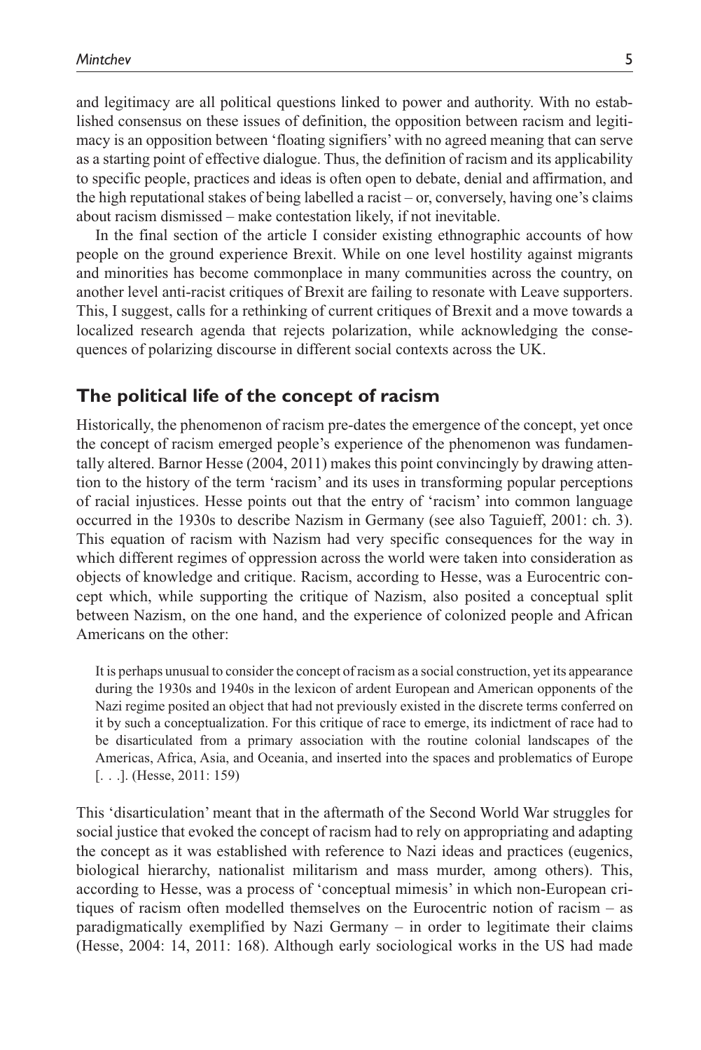and legitimacy are all political questions linked to power and authority. With no established consensus on these issues of definition, the opposition between racism and legitimacy is an opposition between 'floating signifiers' with no agreed meaning that can serve as a starting point of effective dialogue. Thus, the definition of racism and its applicability to specific people, practices and ideas is often open to debate, denial and affirmation, and the high reputational stakes of being labelled a racist – or, conversely, having one's claims about racism dismissed – make contestation likely, if not inevitable.

In the final section of the article I consider existing ethnographic accounts of how people on the ground experience Brexit. While on one level hostility against migrants and minorities has become commonplace in many communities across the country, on another level anti-racist critiques of Brexit are failing to resonate with Leave supporters. This, I suggest, calls for a rethinking of current critiques of Brexit and a move towards a localized research agenda that rejects polarization, while acknowledging the consequences of polarizing discourse in different social contexts across the UK.

## The political life of the concept of racism

Historically, the phenomenon of racism pre-dates the emergence of the concept, yet once the concept of racism emerged people's experience of the phenomenon was fundamentally altered. Barnor Hesse (2004, 2011) makes this point convincingly by drawing attention to the history of the term 'racism' and its uses in transforming popular perceptions of racial injustices. Hesse points out that the entry of 'racism' into common language occurred in the 1930s to describe Nazism in Germany (see also Taguieff, 2001: ch. 3). This equation of racism with Nazism had very specific consequences for the way in which different regimes of oppression across the world were taken into consideration as objects of knowledge and critique. Racism, according to Hesse, was a Eurocentric concept which, while supporting the critique of Nazism, also posited a conceptual split between Nazism, on the one hand, and the experience of colonized people and African Americans on the other:

> It is perhaps unusual to consider the concept of racism as a social construction, yet its appearance during the 1930s and 1940s in the lexicon of ardent European and American opponents of the Nazi regime posited an object that had not previously existed in the discrete terms conferred on it by such a conceptualization. For this critique of race to emerge, its indictment of race had to be disarticulated from a primary association with the routine colonial landscapes of the Americas, Africa, Asia, and Oceania, and inserted into the spaces and problematics of Europe [. . .]. (Hesse, 2011: 159)

This 'disarticulation' meant that in the aftermath of the Second World War struggles for social justice that evoked the concept of racism had to rely on appropriating and adapting the concept as it was established with reference to Nazi ideas and practices (eugenics, biological hierarchy, nationalist militarism and mass murder, among others). This, according to Hesse, was a process of 'conceptual mimesis' in which non-European critiques of racism often modelled themselves on the Eurocentric notion of racism – as paradigmatically exemplified by Nazi Germany – in order to legitimate their claims (Hesse, 2004: 14, 2011: 168). Although early sociological works in the US had made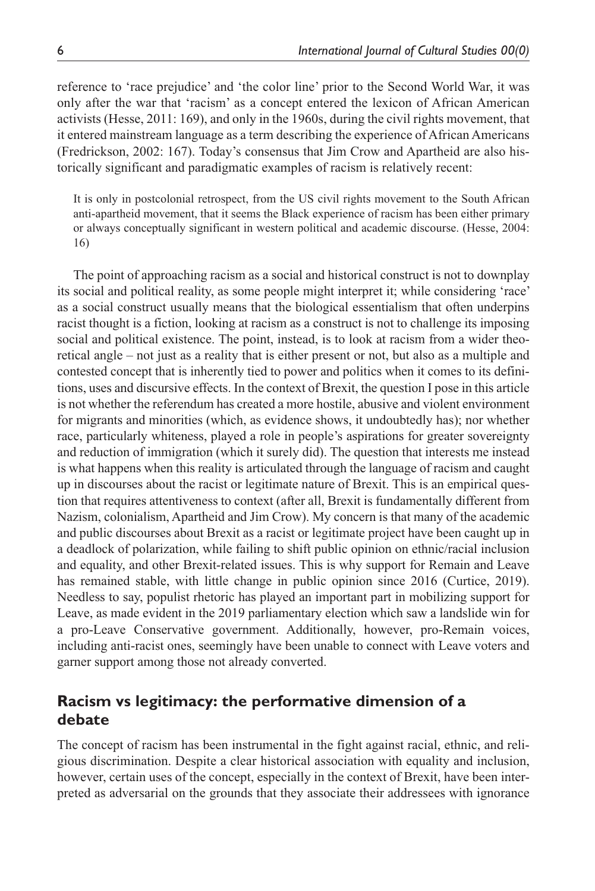reference to 'race prejudice' and 'the color line' prior to the Second World War, it was only after the war that 'racism' as a concept entered the lexicon of African American activists (Hesse, 2011: 169), and only in the 1960s, during the civil rights movement, that it entered mainstream language as a term describing the experience of African Americans (Fredrickson, 2002: 167). Today's consensus that Jim Crow and Apartheid are also historically significant and paradigmatic examples of racism is relatively recent:

> It is only in postcolonial retrospect, from the US civil rights movement to the South African anti-apartheid movement, that it seems the Black experience of racism has been either primary or always conceptually significant in western political and academic discourse. (Hesse, 2004: 16)

The point of approaching racism as a social and historical construct is not to downplay its social and political reality, as some people might interpret it; while considering 'race' as a social construct usually means that the biological essentialism that often underpins racist thought is a fiction, looking at racism as a construct is not to challenge its imposing social and political existence. The point, instead, is to look at racism from a wider theoretical angle – not just as a reality that is either present or not, but also as a multiple and contested concept that is inherently tied to power and politics when it comes to its definitions, uses and discursive effects. In the context of Brexit, the question I pose in this article is not whether the referendum has created a more hostile, abusive and violent environment for migrants and minorities (which, as evidence shows, it undoubtedly has); nor whether race, particularly whiteness, played a role in people's aspirations for greater sovereignty and reduction of immigration (which it surely did). The question that interests me instead is what happens when this reality is articulated through the language of racism and caught up in discourses about the racist or legitimate nature of Brexit. This is an empirical question that requires attentiveness to context (after all, Brexit is fundamentally different from Nazism, colonialism, Apartheid and Jim Crow). My concern is that many of the academic and public discourses about Brexit as a racist or legitimate project have been caught up in a deadlock of polarization, while failing to shift public opinion on ethnic/racial inclusion and equality, and other Brexit-related issues. This is why support for Remain and Leave has remained stable, with little change in public opinion since 2016 (Curtice, 2019). Needless to say, populist rhetoric has played an important part in mobilizing support for Leave, as made evident in the 2019 parliamentary election which saw a landslide win for a pro-Leave Conservative government. Additionally, however, pro-Remain voices, including anti-racist ones, seemingly have been unable to connect with Leave voters and garner support among those not already converted.

## Racism vs legitimacy: the performative dimension of a debate

The concept of racism has been instrumental in the fight against racial, ethnic, and religious discrimination. Despite a clear historical association with equality and inclusion, however, certain uses of the concept, especially in the context of Brexit, have been interpreted as adversarial on the grounds that they associate their addressees with ignorance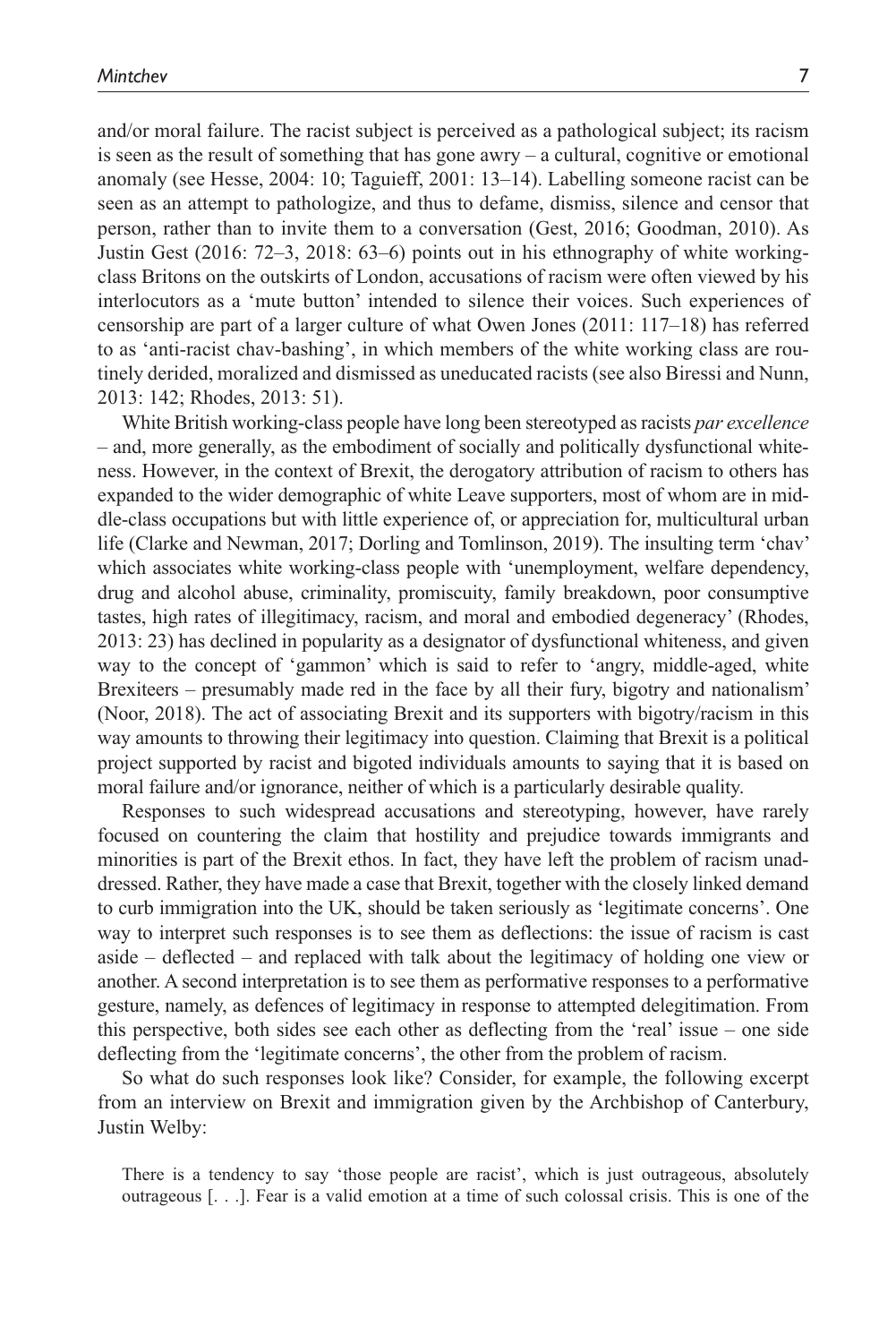and/or moral failure. The racist subject is perceived as a pathological subject; its racism is seen as the result of something that has gone awry – a cultural, cognitive or emotional anomaly (see Hesse, 2004: 10; Taguieff, 2001: 13–14). Labelling someone racist can be seen as an attempt to pathologize, and thus to defame, dismiss, silence and censor that person, rather than to invite them to a conversation (Gest, 2016; Goodman, 2010). As Justin Gest (2016: 72–3, 2018: 63–6) points out in his ethnography of white working-class Britons on the outskirts of London, accusations of racism were often viewed by his interlocutors as a 'mute button' intended to silence their voices. Such experiences of censorship are part of a larger culture of what Owen Jones (2011: 117–18) has referred to as 'anti-racist chav-bashing', in which members of the white working class are routinely derided, moralized and dismissed as uneducated racists (see also Biressi and Nunn, 2013: 142; Rhodes, 2013: 51).

White British working-class people have long been stereotyped as racists *par excellence* – and, more generally, as the embodiment of socially and politically dysfunctional whiteness. However, in the context of Brexit, the derogatory attribution of racism to others has expanded to the wider demographic of white Leave supporters, most of whom are in middle-class occupations but with little experience of, or appreciation for, multicultural urban life (Clarke and Newman, 2017; Dorling and Tomlinson, 2019). The insulting term 'chav' which associates white working-class people with 'unemployment, welfare dependency, drug and alcohol abuse, criminality, promiscuity, family breakdown, poor consumptive tastes, high rates of illegitimacy, racism, and moral and embodied degeneracy' (Rhodes, 2013: 23) has declined in popularity as a designator of dysfunctional whiteness, and given way to the concept of 'gammon' which is said to refer to 'angry, middle-aged, white Brexiteers – presumably made red in the face by all their fury, bigotry and nationalism' (Noor, 2018). The act of associating Brexit and its supporters with bigotry/racism in this way amounts to throwing their legitimacy into question. Claiming that Brexit is a political project supported by racist and bigoted individuals amounts to saying that it is based on moral failure and/or ignorance, neither of which is a particularly desirable quality.

Responses to such widespread accusations and stereotyping, however, have rarely focused on countering the claim that hostility and prejudice towards immigrants and minorities is part of the Brexit ethos. In fact, they have left the problem of racism unaddressed. Rather, they have made a case that Brexit, together with the closely linked demand to curb immigration into the UK, should be taken seriously as 'legitimate concerns'. One way to interpret such responses is to see them as deflections: the issue of racism is cast aside – deflected – and replaced with talk about the legitimacy of holding one view or another. A second interpretation is to see them as performative responses to a performative gesture, namely, as defences of legitimacy in response to attempted delegitimation. From this perspective, both sides see each other as deflecting from the 'real' issue – one side deflecting from the 'legitimate concerns', the other from the problem of racism.

So what do such responses look like? Consider, for example, the following excerpt from an interview on Brexit and immigration given by the Archbishop of Canterbury, Justin Welby:

> There is a tendency to say 'those people are racist', which is just outrageous, absolutely outrageous [. . .]. Fear is a valid emotion at a time of such colossal crisis. This is one of the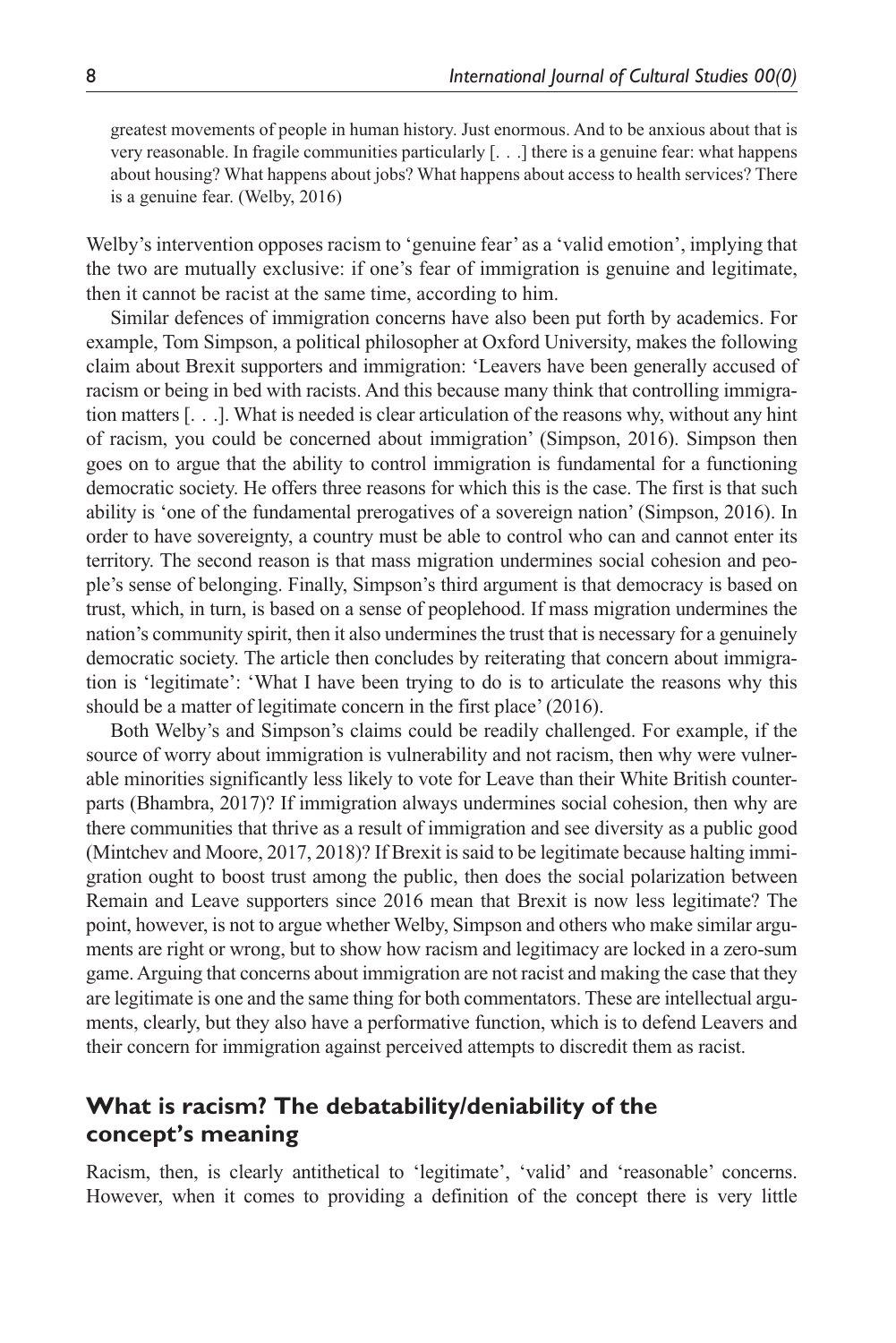greatest movements of people in human history. Just enormous. And to be anxious about that is very reasonable. In fragile communities particularly [. . .] there is a genuine fear: what happens about housing? What happens about jobs? What happens about access to health services? There is a genuine fear. (Welby, 2016)

Welby's intervention opposes racism to 'genuine fear' as a 'valid emotion', implying that the two are mutually exclusive: if one's fear of immigration is genuine and legitimate, then it cannot be racist at the same time, according to him.

Similar defences of immigration concerns have also been put forth by academics. For example, Tom Simpson, a political philosopher at Oxford University, makes the following claim about Brexit supporters and immigration: 'Leavers have been generally accused of racism or being in bed with racists. And this because many think that controlling immigration matters [. . .]. What is needed is clear articulation of the reasons why, without any hint of racism, you could be concerned about immigration' (Simpson, 2016). Simpson then goes on to argue that the ability to control immigration is fundamental for a functioning democratic society. He offers three reasons for which this is the case. The first is that such ability is 'one of the fundamental prerogatives of a sovereign nation' (Simpson, 2016). In order to have sovereignty, a country must be able to control who can and cannot enter its territory. The second reason is that mass migration undermines social cohesion and people's sense of belonging. Finally, Simpson's third argument is that democracy is based on trust, which, in turn, is based on a sense of peoplehood. If mass migration undermines the nation's community spirit, then it also undermines the trust that is necessary for a genuinely democratic society. The article then concludes by reiterating that concern about immigration is 'legitimate': 'What I have been trying to do is to articulate the reasons why this should be a matter of legitimate concern in the first place' (2016).

Both Welby's and Simpson's claims could be readily challenged. For example, if the source of worry about immigration is vulnerability and not racism, then why were vulnerable minorities significantly less likely to vote for Leave than their White British counterparts (Bhambra, 2017)? If immigration always undermines social cohesion, then why are there communities that thrive as a result of immigration and see diversity as a public good (Mintchev and Moore, 2017, 2018)? If Brexit is said to be legitimate because halting immigration ought to boost trust among the public, then does the social polarization between Remain and Leave supporters since 2016 mean that Brexit is now less legitimate? The point, however, is not to argue whether Welby, Simpson and others who make similar arguments are right or wrong, but to show how racism and legitimacy are locked in a zero-sum game. Arguing that concerns about immigration are not racist and making the case that they are legitimate is one and the same thing for both commentators. These are intellectual arguments, clearly, but they also have a performative function, which is to defend Leavers and their concern for immigration against perceived attempts to discredit them as racist.

## What is racism? The debatability/deniability of the concept's meaning

Racism, then, is clearly antithetical to 'legitimate', 'valid' and 'reasonable' concerns. However, when it comes to providing a definition of the concept there is very little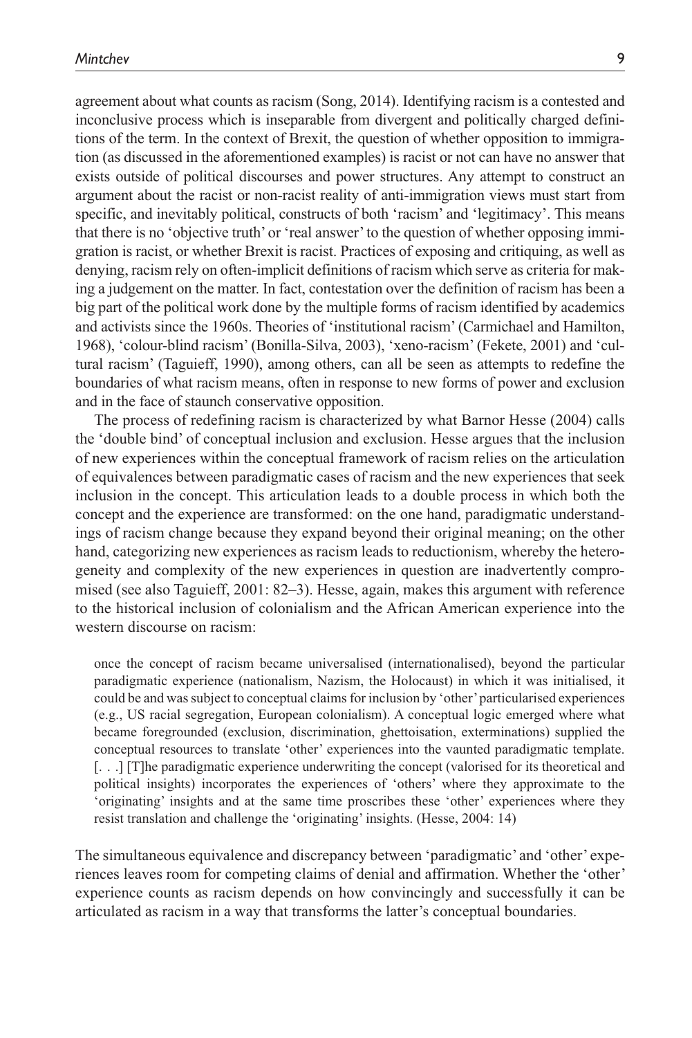agreement about what counts as racism (Song, 2014). Identifying racism is a contested and inconclusive process which is inseparable from divergent and politically charged definitions of the term. In the context of Brexit, the question of whether opposition to immigration (as discussed in the aforementioned examples) is racist or not can have no answer that exists outside of political discourses and power structures. Any attempt to construct an argument about the racist or non-racist reality of anti-immigration views must start from specific, and inevitably political, constructs of both 'racism' and 'legitimacy'. This means that there is no 'objective truth' or 'real answer' to the question of whether opposing immigration is racist, or whether Brexit is racist. Practices of exposing and critiquing, as well as denying, racism rely on often-implicit definitions of racism which serve as criteria for making a judgement on the matter. In fact, contestation over the definition of racism has been a big part of the political work done by the multiple forms of racism identified by academics and activists since the 1960s. Theories of 'institutional racism' (Carmichael and Hamilton, 1968), 'colour-blind racism' (Bonilla-Silva, 2003), 'xeno-racism' (Fekete, 2001) and 'cultural racism' (Taguieff, 1990), among others, can all be seen as attempts to redefine the boundaries of what racism means, often in response to new forms of power and exclusion and in the face of staunch conservative opposition.

The process of redefining racism is characterized by what Barnor Hesse (2004) calls the 'double bind' of conceptual inclusion and exclusion. Hesse argues that the inclusion of new experiences within the conceptual framework of racism relies on the articulation of equivalences between paradigmatic cases of racism and the new experiences that seek inclusion in the concept. This articulation leads to a double process in which both the concept and the experience are transformed: on the one hand, paradigmatic understandings of racism change because they expand beyond their original meaning; on the other hand, categorizing new experiences as racism leads to reductionism, whereby the heterogeneity and complexity of the new experiences in question are inadvertently compromised (see also Taguieff, 2001: 82–3). Hesse, again, makes this argument with reference to the historical inclusion of colonialism and the African American experience into the western discourse on racism:

> once the concept of racism became universalised (internationalised), beyond the particular paradigmatic experience (nationalism, Nazism, the Holocaust) in which it was initialised, it could be and was subject to conceptual claims for inclusion by 'other' particularised experiences (e.g., US racial segregation, European colonialism). A conceptual logic emerged where what became foregrounded (exclusion, discrimination, ghettoisation, exterminations) supplied the conceptual resources to translate 'other' experiences into the vaunted paradigmatic template. [. . .] [T]he paradigmatic experience underwriting the concept (valorised for its theoretical and political insights) incorporates the experiences of 'others' where they approximate to the 'originating' insights and at the same time proscribes these 'other' experiences where they resist translation and challenge the 'originating' insights. (Hesse, 2004: 14)

The simultaneous equivalence and discrepancy between 'paradigmatic' and 'other' experiences leaves room for competing claims of denial and affirmation. Whether the 'other' experience counts as racism depends on how convincingly and successfully it can be articulated as racism in a way that transforms the latter's conceptual boundaries.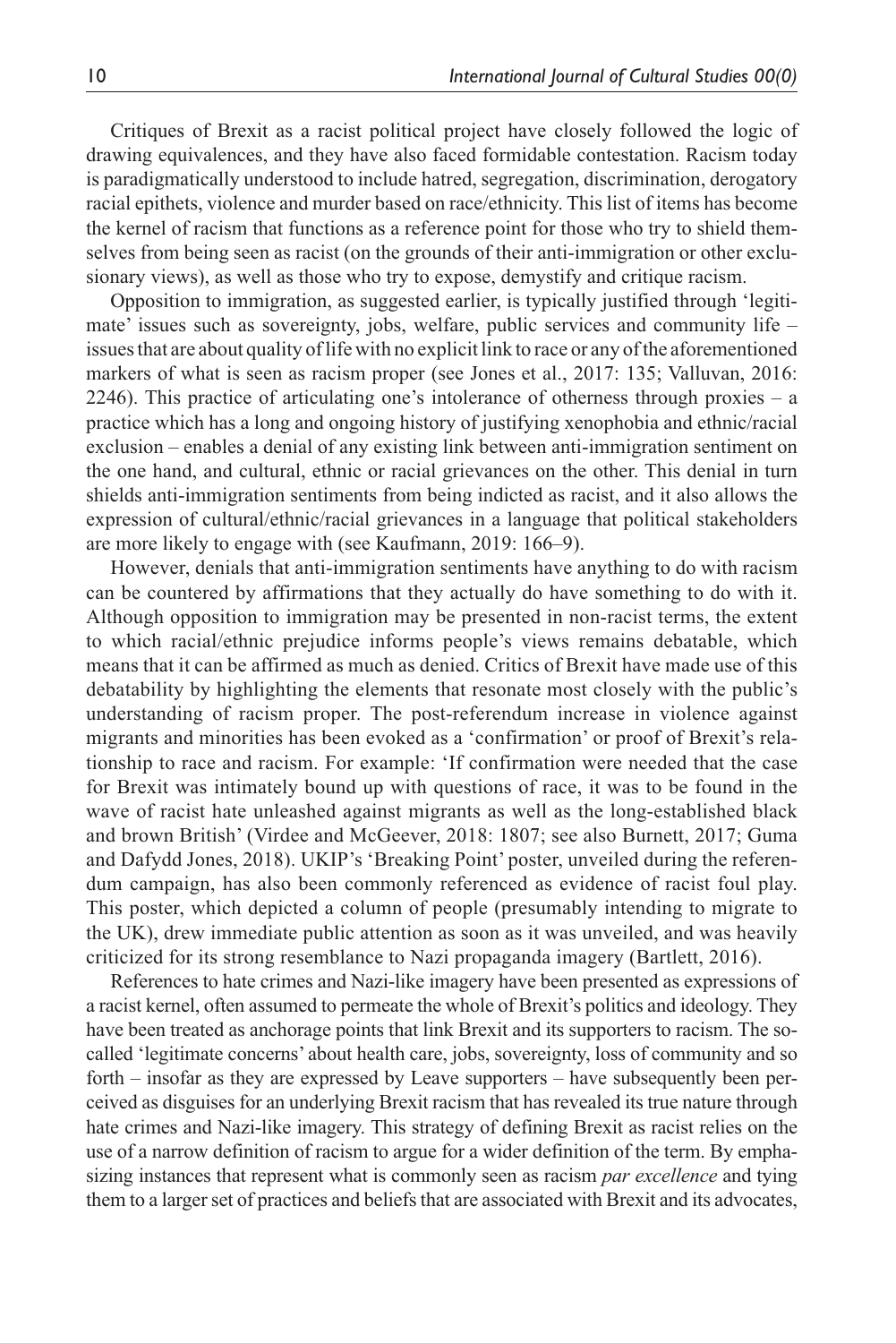Critiques of Brexit as a racist political project have closely followed the logic of drawing equivalences, and they have also faced formidable contestation. Racism today is paradigmatically understood to include hatred, segregation, discrimination, derogatory racial epithets, violence and murder based on race/ethnicity. This list of items has become the kernel of racism that functions as a reference point for those who try to shield themselves from being seen as racist (on the grounds of their anti-immigration or other exclusionary views), as well as those who try to expose, demystify and critique racism.

Opposition to immigration, as suggested earlier, is typically justified through 'legitimate' issues such as sovereignty, jobs, welfare, public services and community life – issues that are about quality of life with no explicit link to race or any of the aforementioned markers of what is seen as racism proper (see Jones et al., 2017: 135; Valluvan, 2016: 2246). This practice of articulating one's intolerance of otherness through proxies – a practice which has a long and ongoing history of justifying xenophobia and ethnic/racial exclusion – enables a denial of any existing link between anti-immigration sentiment on the one hand, and cultural, ethnic or racial grievances on the other. This denial in turn shields anti-immigration sentiments from being indicted as racist, and it also allows the expression of cultural/ethnic/racial grievances in a language that political stakeholders are more likely to engage with (see Kaufmann, 2019: 166–9).

However, denials that anti-immigration sentiments have anything to do with racism can be countered by affirmations that they actually do have something to do with it. Although opposition to immigration may be presented in non-racist terms, the extent to which racial/ethnic prejudice informs people's views remains debatable, which means that it can be affirmed as much as denied. Critics of Brexit have made use of this debatability by highlighting the elements that resonate most closely with the public's understanding of racism proper. The post-referendum increase in violence against migrants and minorities has been evoked as a 'confirmation' or proof of Brexit's relationship to race and racism. For example: 'If confirmation were needed that the case for Brexit was intimately bound up with questions of race, it was to be found in the wave of racist hate unleashed against migrants as well as the long-established black and brown British' (Virdee and McGeever, 2018: 1807; see also Burnett, 2017; Guma and Dafydd Jones, 2018). UKIP's 'Breaking Point' poster, unveiled during the referendum campaign, has also been commonly referenced as evidence of racist foul play. This poster, which depicted a column of people (presumably intending to migrate to the UK), drew immediate public attention as soon as it was unveiled, and was heavily criticized for its strong resemblance to Nazi propaganda imagery (Bartlett, 2016).

References to hate crimes and Nazi-like imagery have been presented as expressions of a racist kernel, often assumed to permeate the whole of Brexit's politics and ideology. They have been treated as anchorage points that link Brexit and its supporters to racism. The so-called 'legitimate concerns' about health care, jobs, sovereignty, loss of community and so forth – insofar as they are expressed by Leave supporters – have subsequently been perceived as disguises for an underlying Brexit racism that has revealed its true nature through hate crimes and Nazi-like imagery. This strategy of defining Brexit as racist relies on the use of a narrow definition of racism to argue for a wider definition of the term. By emphasizing instances that represent what is commonly seen as racism *par excellence* and tying them to a larger set of practices and beliefs that are associated with Brexit and its advocates,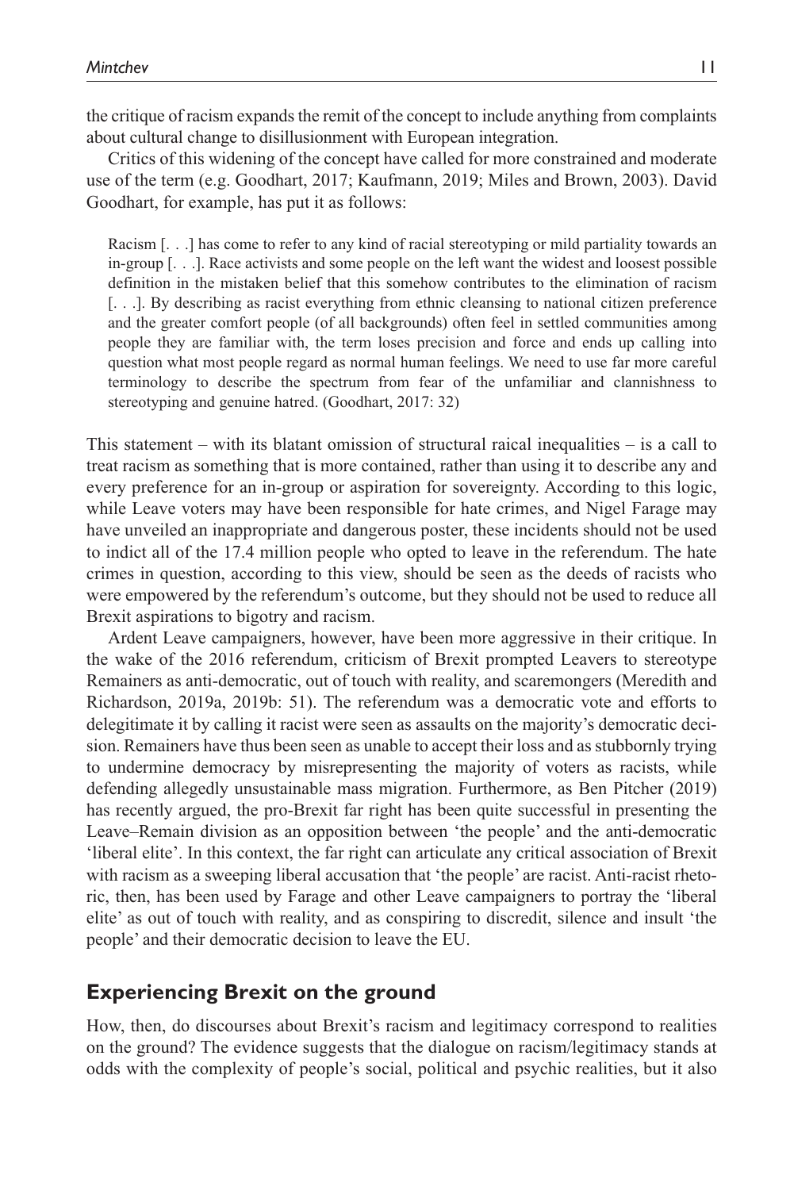the critique of racism expands the remit of the concept to include anything from complaints about cultural change to disillusionment with European integration.

Critics of this widening of the concept have called for more constrained and moderate use of the term (e.g. Goodhart, 2017; Kaufmann, 2019; Miles and Brown, 2003). David Goodhart, for example, has put it as follows:

> Racism [. . .] has come to refer to any kind of racial stereotyping or mild partiality towards an in-group [. . .]. Race activists and some people on the left want the widest and loosest possible definition in the mistaken belief that this somehow contributes to the elimination of racism [. . .]. By describing as racist everything from ethnic cleansing to national citizen preference and the greater comfort people (of all backgrounds) often feel in settled communities among people they are familiar with, the term loses precision and force and ends up calling into question what most people regard as normal human feelings. We need to use far more careful terminology to describe the spectrum from fear of the unfamiliar and clannishness to stereotyping and genuine hatred. (Goodhart, 2017: 32)

This statement – with its blatant omission of structural raical inequalities – is a call to treat racism as something that is more contained, rather than using it to describe any and every preference for an in-group or aspiration for sovereignty. According to this logic, while Leave voters may have been responsible for hate crimes, and Nigel Farage may have unveiled an inappropriate and dangerous poster, these incidents should not be used to indict all of the 17.4 million people who opted to leave in the referendum. The hate crimes in question, according to this view, should be seen as the deeds of racists who were empowered by the referendum's outcome, but they should not be used to reduce all Brexit aspirations to bigotry and racism.

Ardent Leave campaigners, however, have been more aggressive in their critique. In the wake of the 2016 referendum, criticism of Brexit prompted Leavers to stereotype Remainers as anti-democratic, out of touch with reality, and scaremongers (Meredith and Richardson, 2019a, 2019b: 51). The referendum was a democratic vote and efforts to delegitimate it by calling it racist were seen as assaults on the majority's democratic decision. Remainers have thus been seen as unable to accept their loss and as stubbornly trying to undermine democracy by misrepresenting the majority of voters as racists, while defending allegedly unsustainable mass migration. Furthermore, as Ben Pitcher (2019) has recently argued, the pro-Brexit far right has been quite successful in presenting the Leave–Remain division as an opposition between 'the people' and the anti-democratic 'liberal elite'. In this context, the far right can articulate any critical association of Brexit with racism as a sweeping liberal accusation that 'the people' are racist. Anti-racist rhetoric, then, has been used by Farage and other Leave campaigners to portray the 'liberal elite' as out of touch with reality, and as conspiring to discredit, silence and insult 'the people' and their democratic decision to leave the EU.

## Experiencing Brexit on the ground

How, then, do discourses about Brexit's racism and legitimacy correspond to realities on the ground? The evidence suggests that the dialogue on racism/legitimacy stands at odds with the complexity of people's social, political and psychic realities, but it also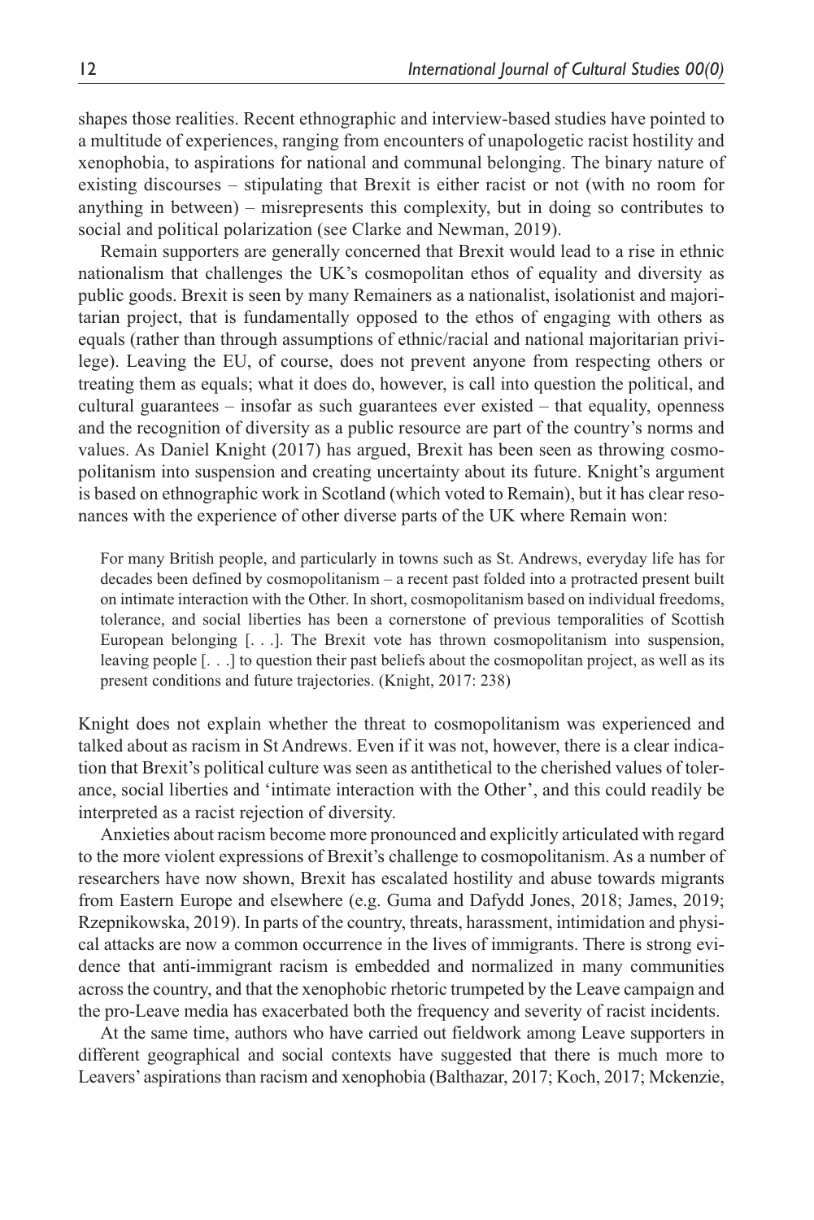shapes those realities. Recent ethnographic and interview-based studies have pointed to a multitude of experiences, ranging from encounters of unapologetic racist hostility and xenophobia, to aspirations for national and communal belonging. The binary nature of existing discourses – stipulating that Brexit is either racist or not (with no room for anything in between) – misrepresents this complexity, but in doing so contributes to social and political polarization (see Clarke and Newman, 2019).

Remain supporters are generally concerned that Brexit would lead to a rise in ethnic nationalism that challenges the UK's cosmopolitan ethos of equality and diversity as public goods. Brexit is seen by many Remainers as a nationalist, isolationist and majoritarian project, that is fundamentally opposed to the ethos of engaging with others as equals (rather than through assumptions of ethnic/racial and national majoritarian privilege). Leaving the EU, of course, does not prevent anyone from respecting others or treating them as equals; what it does do, however, is call into question the political, and cultural guarantees – insofar as such guarantees ever existed – that equality, openness and the recognition of diversity as a public resource are part of the country's norms and values. As Daniel Knight (2017) has argued, Brexit has been seen as throwing cosmopolitanism into suspension and creating uncertainty about its future. Knight's argument is based on ethnographic work in Scotland (which voted to Remain), but it has clear resonances with the experience of other diverse parts of the UK where Remain won:

> For many British people, and particularly in towns such as St. Andrews, everyday life has for decades been defined by cosmopolitanism – a recent past folded into a protracted present built on intimate interaction with the Other. In short, cosmopolitanism based on individual freedoms, tolerance, and social liberties has been a cornerstone of previous temporalities of Scottish European belonging [. . .]. The Brexit vote has thrown cosmopolitanism into suspension, leaving people [. . .] to question their past beliefs about the cosmopolitan project, as well as its present conditions and future trajectories. (Knight, 2017: 238)

Knight does not explain whether the threat to cosmopolitanism was experienced and talked about as racism in St Andrews. Even if it was not, however, there is a clear indication that Brexit's political culture was seen as antithetical to the cherished values of tolerance, social liberties and 'intimate interaction with the Other', and this could readily be interpreted as a racist rejection of diversity.

Anxieties about racism become more pronounced and explicitly articulated with regard to the more violent expressions of Brexit's challenge to cosmopolitanism. As a number of researchers have now shown, Brexit has escalated hostility and abuse towards migrants from Eastern Europe and elsewhere (e.g. Guma and Dafydd Jones, 2018; James, 2019; Rzepnikowska, 2019). In parts of the country, threats, harassment, intimidation and physical attacks are now a common occurrence in the lives of immigrants. There is strong evidence that anti-immigrant racism is embedded and normalized in many communities across the country, and that the xenophobic rhetoric trumpeted by the Leave campaign and the pro-Leave media has exacerbated both the frequency and severity of racist incidents.

At the same time, authors who have carried out fieldwork among Leave supporters in different geographical and social contexts have suggested that there is much more to Leavers' aspirations than racism and xenophobia (Balthazar, 2017; Koch, 2017; Mckenzie,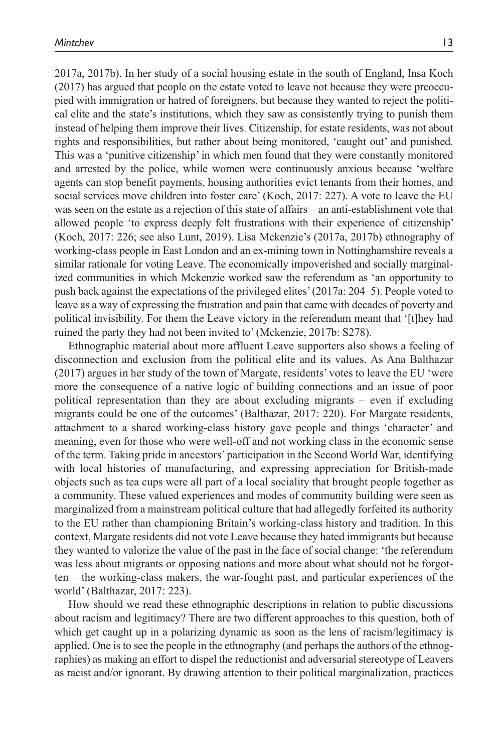2017a, 2017b). In her study of a social housing estate in the south of England, Insa Koch (2017) has argued that people on the estate voted to leave not because they were preoccupied with immigration or hatred of foreigners, but because they wanted to reject the political elite and the state's institutions, which they saw as consistently trying to punish them instead of helping them improve their lives. Citizenship, for estate residents, was not about rights and responsibilities, but rather about being monitored, 'caught out' and punished. This was a 'punitive citizenship' in which men found that they were constantly monitored and arrested by the police, while women were continuously anxious because 'welfare agents can stop benefit payments, housing authorities evict tenants from their homes, and social services move children into foster care' (Koch, 2017: 227). A vote to leave the EU was seen on the estate as a rejection of this state of affairs – an anti-establishment vote that allowed people 'to express deeply felt frustrations with their experience of citizenship' (Koch, 2017: 226; see also Lunt, 2019). Lisa Mckenzie's (2017a, 2017b) ethnography of working-class people in East London and an ex-mining town in Nottinghamshire reveals a similar rationale for voting Leave. The economically impoverished and socially marginalized communities in which Mckenzie worked saw the referendum as 'an opportunity to push back against the expectations of the privileged elites' (2017a: 204–5). People voted to leave as a way of expressing the frustration and pain that came with decades of poverty and political invisibility. For them the Leave victory in the referendum meant that '[t]hey had ruined the party they had not been invited to' (Mckenzie, 2017b: S278).

Ethnographic material about more affluent Leave supporters also shows a feeling of disconnection and exclusion from the political elite and its values. As Ana Balthazar (2017) argues in her study of the town of Margate, residents' votes to leave the EU 'were more the consequence of a native logic of building connections and an issue of poor political representation than they are about excluding migrants – even if excluding migrants could be one of the outcomes' (Balthazar, 2017: 220). For Margate residents, attachment to a shared working-class history gave people and things 'character' and meaning, even for those who were well-off and not working class in the economic sense of the term. Taking pride in ancestors' participation in the Second World War, identifying with local histories of manufacturing, and expressing appreciation for British-made objects such as tea cups were all part of a local sociality that brought people together as a community. These valued experiences and modes of community building were seen as marginalized from a mainstream political culture that had allegedly forfeited its authority to the EU rather than championing Britain's working-class history and tradition. In this context, Margate residents did not vote Leave because they hated immigrants but because they wanted to valorize the value of the past in the face of social change: 'the referendum was less about migrants or opposing nations and more about what should not be forgotten – the working-class makers, the war-fought past, and particular experiences of the world' (Balthazar, 2017: 223).

How should we read these ethnographic descriptions in relation to public discussions about racism and legitimacy? There are two different approaches to this question, both of which get caught up in a polarizing dynamic as soon as the lens of racism/legitimacy is applied. One is to see the people in the ethnography (and perhaps the authors of the ethnographies) as making an effort to dispel the reductionist and adversarial stereotype of Leavers as racist and/or ignorant. By drawing attention to their political marginalization, practices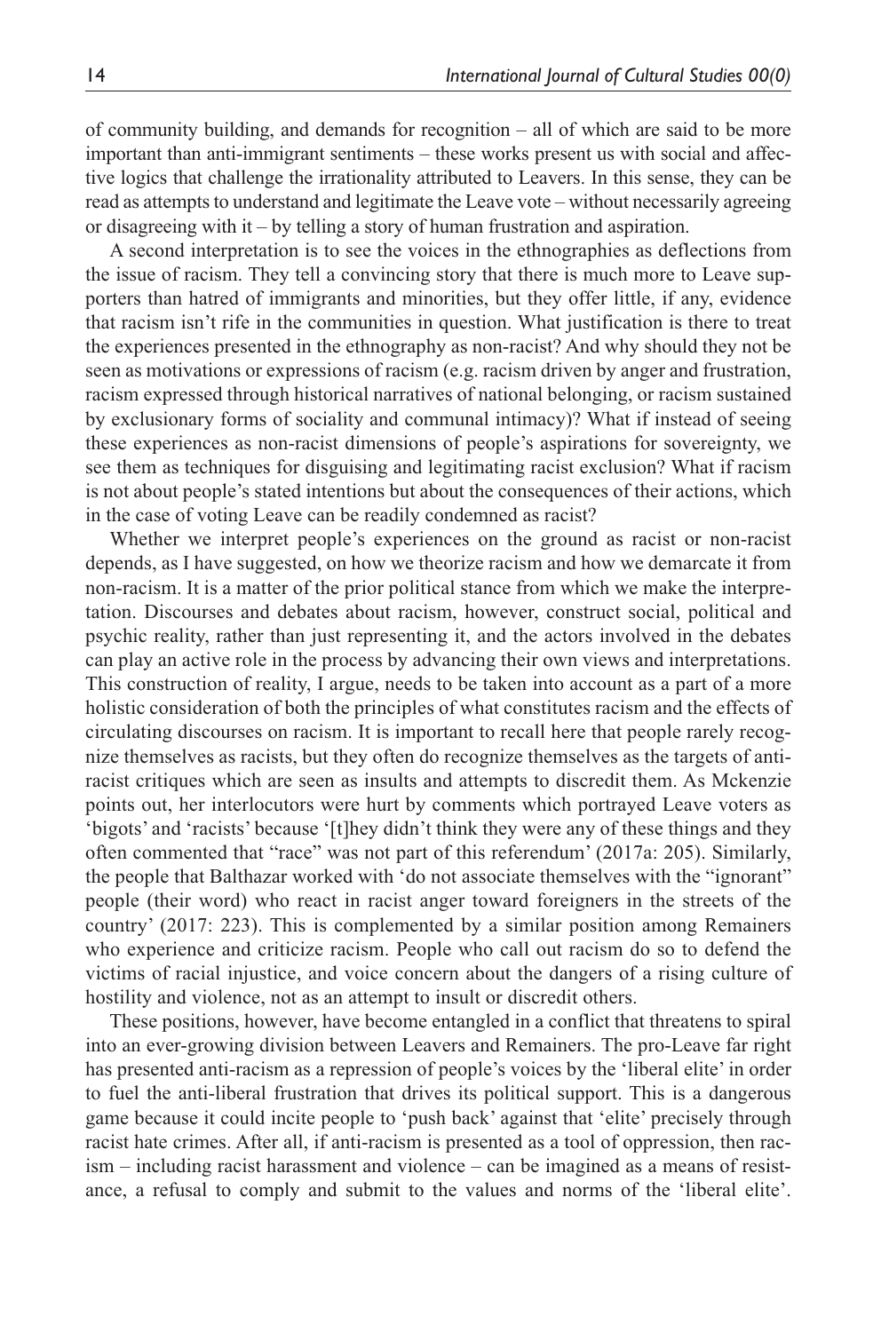of community building, and demands for recognition – all of which are said to be more important than anti-immigrant sentiments – these works present us with social and affective logics that challenge the irrationality attributed to Leavers. In this sense, they can be read as attempts to understand and legitimate the Leave vote – without necessarily agreeing or disagreeing with it – by telling a story of human frustration and aspiration.

A second interpretation is to see the voices in the ethnographies as deflections from the issue of racism. They tell a convincing story that there is much more to Leave supporters than hatred of immigrants and minorities, but they offer little, if any, evidence that racism isn't rife in the communities in question. What justification is there to treat the experiences presented in the ethnography as non-racist? And why should they not be seen as motivations or expressions of racism (e.g. racism driven by anger and frustration, racism expressed through historical narratives of national belonging, or racism sustained by exclusionary forms of sociality and communal intimacy)? What if instead of seeing these experiences as non-racist dimensions of people's aspirations for sovereignty, we see them as techniques for disguising and legitimating racist exclusion? What if racism is not about people's stated intentions but about the consequences of their actions, which in the case of voting Leave can be readily condemned as racist?

Whether we interpret people's experiences on the ground as racist or non-racist depends, as I have suggested, on how we theorize racism and how we demarcate it from non-racism. It is a matter of the prior political stance from which we make the interpretation. Discourses and debates about racism, however, construct social, political and psychic reality, rather than just representing it, and the actors involved in the debates can play an active role in the process by advancing their own views and interpretations. This construction of reality, I argue, needs to be taken into account as a part of a more holistic consideration of both the principles of what constitutes racism and the effects of circulating discourses on racism. It is important to recall here that people rarely recognize themselves as racists, but they often do recognize themselves as the targets of anti-racist critiques which are seen as insults and attempts to discredit them. As Mckenzie points out, her interlocutors were hurt by comments which portrayed Leave voters as 'bigots' and 'racists' because '[t]hey didn't think they were any of these things and they often commented that "race" was not part of this referendum' (2017a: 205). Similarly, the people that Balthazar worked with 'do not associate themselves with the "ignorant" people (their word) who react in racist anger toward foreigners in the streets of the country' (2017: 223). This is complemented by a similar position among Remainers who experience and criticize racism. People who call out racism do so to defend the victims of racial injustice, and voice concern about the dangers of a rising culture of hostility and violence, not as an attempt to insult or discredit others.

These positions, however, have become entangled in a conflict that threatens to spiral into an ever-growing division between Leavers and Remainers. The pro-Leave far right has presented anti-racism as a repression of people's voices by the 'liberal elite' in order to fuel the anti-liberal frustration that drives its political support. This is a dangerous game because it could incite people to 'push back' against that 'elite' precisely through racist hate crimes. After all, if anti-racism is presented as a tool of oppression, then racism – including racist harassment and violence – can be imagined as a means of resistance, a refusal to comply and submit to the values and norms of the 'liberal elite'.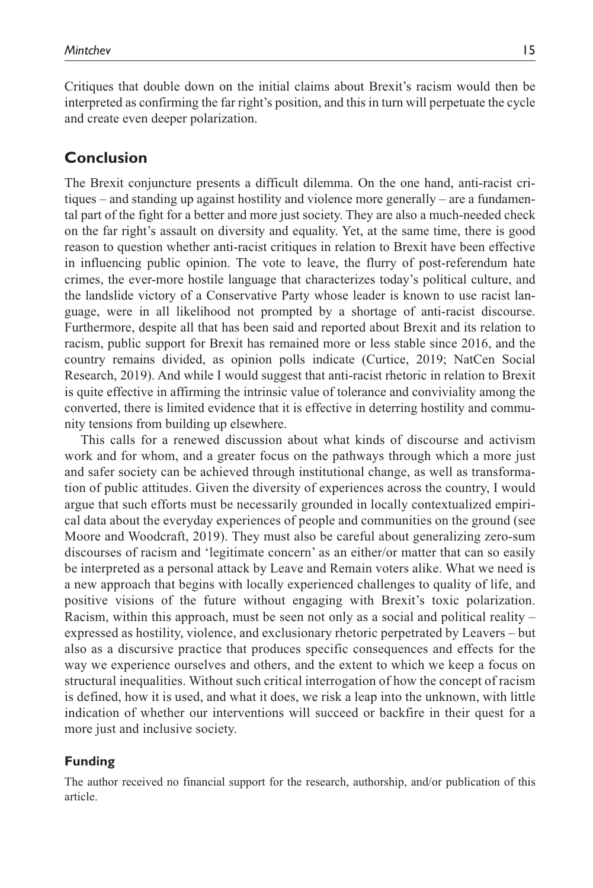Critiques that double down on the initial claims about Brexit's racism would then be interpreted as confirming the far right's position, and this in turn will perpetuate the cycle and create even deeper polarization.

## Conclusion

The Brexit conjuncture presents a difficult dilemma. On the one hand, anti-racist critiques – and standing up against hostility and violence more generally – are a fundamental part of the fight for a better and more just society. They are also a much-needed check on the far right's assault on diversity and equality. Yet, at the same time, there is good reason to question whether anti-racist critiques in relation to Brexit have been effective in influencing public opinion. The vote to leave, the flurry of post-referendum hate crimes, the ever-more hostile language that characterizes today's political culture, and the landslide victory of a Conservative Party whose leader is known to use racist language, were in all likelihood not prompted by a shortage of anti-racist discourse. Furthermore, despite all that has been said and reported about Brexit and its relation to racism, public support for Brexit has remained more or less stable since 2016, and the country remains divided, as opinion polls indicate (Curtice, 2019; NatCen Social Research, 2019). And while I would suggest that anti-racist rhetoric in relation to Brexit is quite effective in affirming the intrinsic value of tolerance and conviviality among the converted, there is limited evidence that it is effective in deterring hostility and community tensions from building up elsewhere.

This calls for a renewed discussion about what kinds of discourse and activism work and for whom, and a greater focus on the pathways through which a more just and safer society can be achieved through institutional change, as well as transformation of public attitudes. Given the diversity of experiences across the country, I would argue that such efforts must be necessarily grounded in locally contextualized empirical data about the everyday experiences of people and communities on the ground (see Moore and Woodcraft, 2019). They must also be careful about generalizing zero-sum discourses of racism and 'legitimate concern' as an either/or matter that can so easily be interpreted as a personal attack by Leave and Remain voters alike. What we need is a new approach that begins with locally experienced challenges to quality of life, and positive visions of the future without engaging with Brexit's toxic polarization. Racism, within this approach, must be seen not only as a social and political reality – expressed as hostility, violence, and exclusionary rhetoric perpetrated by Leavers – but also as a discursive practice that produces specific consequences and effects for the way we experience ourselves and others, and the extent to which we keep a focus on structural inequalities. Without such critical interrogation of how the concept of racism is defined, how it is used, and what it does, we risk a leap into the unknown, with little indication of whether our interventions will succeed or backfire in their quest for a more just and inclusive society.

### Funding

The author received no financial support for the research, authorship, and/or publication of this article.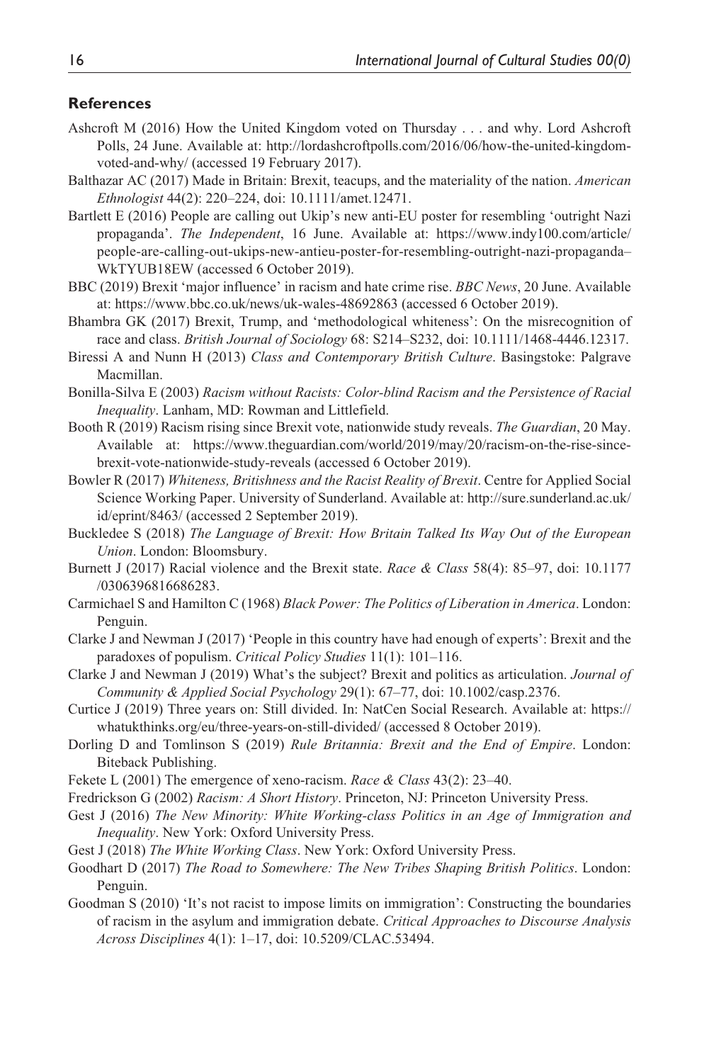## References

Ashcroft M (2016) How the United Kingdom voted on Thursday . . . and why. Lord Ashcroft Polls, 24 June. Available at: http://lordashcroftpolls.com/2016/06/how-the-united-kingdom-voted-and-why/ (accessed 19 February 2017).

Balthazar AC (2017) Made in Britain: Brexit, teacups, and the materiality of the nation. *American Ethnologist* 44(2): 220–224, doi: 10.1111/amet.12471.

Bartlett E (2016) People are calling out Ukip's new anti-EU poster for resembling 'outright Nazi propaganda'. *The Independent*, 16 June. Available at: https://www.indy100.com/article/people-are-calling-out-ukips-new-antieu-poster-for-resembling-outright-nazi-propaganda–WkTYUB18EW (accessed 6 October 2019).

BBC (2019) Brexit 'major influence' in racism and hate crime rise. *BBC News*, 20 June. Available at: https://www.bbc.co.uk/news/uk-wales-48692863 (accessed 6 October 2019).

Bhambra GK (2017) Brexit, Trump, and 'methodological whiteness': On the misrecognition of race and class. *British Journal of Sociology* 68: S214–S232, doi: 10.1111/1468-4446.12317.

Biressi A and Nunn H (2013) *Class and Contemporary British Culture*. Basingstoke: Palgrave Macmillan.

Bonilla-Silva E (2003) *Racism without Racists: Color-blind Racism and the Persistence of Racial Inequality*. Lanham, MD: Rowman and Littlefield.

Booth R (2019) Racism rising since Brexit vote, nationwide study reveals. *The Guardian*, 20 May. Available at: https://www.theguardian.com/world/2019/may/20/racism-on-the-rise-since-brexit-vote-nationwide-study-reveals (accessed 6 October 2019).

Bowler R (2017) *Whiteness, Britishness and the Racist Reality of Brexit*. Centre for Applied Social Science Working Paper. University of Sunderland. Available at: http://sure.sunderland.ac.uk/id/eprint/8463/ (accessed 2 September 2019).

Buckledee S (2018) *The Language of Brexit: How Britain Talked Its Way Out of the European Union*. London: Bloomsbury.

Burnett J (2017) Racial violence and the Brexit state. *Race & Class* 58(4): 85–97, doi: 10.1177/0306396816686283.

Carmichael S and Hamilton C (1968) *Black Power: The Politics of Liberation in America*. London: Penguin.

Clarke J and Newman J (2017) 'People in this country have had enough of experts': Brexit and the paradoxes of populism. *Critical Policy Studies* 11(1): 101–116.

Clarke J and Newman J (2019) What's the subject? Brexit and politics as articulation. *Journal of Community & Applied Social Psychology* 29(1): 67–77, doi: 10.1002/casp.2376.

Curtice J (2019) Three years on: Still divided. In: NatCen Social Research. Available at: https://whatukthinks.org/eu/three-years-on-still-divided/ (accessed 8 October 2019).

Dorling D and Tomlinson S (2019) *Rule Britannia: Brexit and the End of Empire*. London: Biteback Publishing.

Fekete L (2001) The emergence of xeno-racism. *Race & Class* 43(2): 23–40.

Fredrickson G (2002) *Racism: A Short History*. Princeton, NJ: Princeton University Press.

Gest J (2016) *The New Minority: White Working-class Politics in an Age of Immigration and Inequality*. New York: Oxford University Press.

Gest J (2018) *The White Working Class*. New York: Oxford University Press.

Goodhart D (2017) *The Road to Somewhere: The New Tribes Shaping British Politics*. London: Penguin.

Goodman S (2010) 'It's not racist to impose limits on immigration': Constructing the boundaries of racism in the asylum and immigration debate. *Critical Approaches to Discourse Analysis Across Disciplines* 4(1): 1–17, doi: 10.5209/CLAC.53494.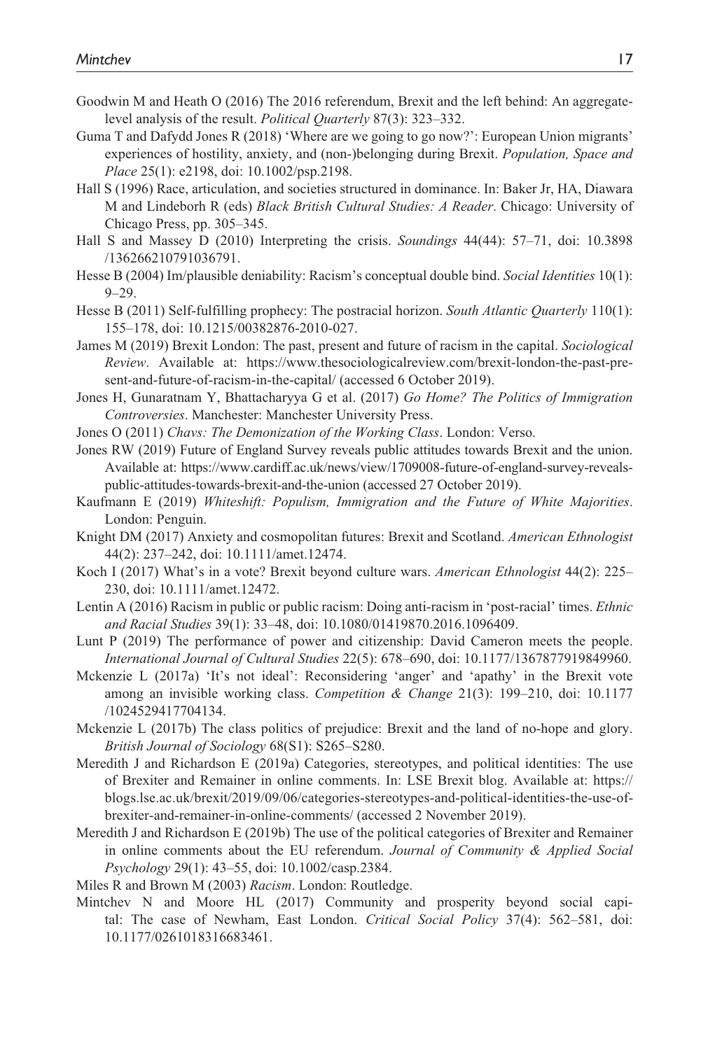Goodwin M and Heath O (2016) The 2016 referendum, Brexit and the left behind: An aggregate-level analysis of the result. *Political Quarterly* 87(3): 323–332.

Guma T and Dafydd Jones R (2018) 'Where are we going to go now?': European Union migrants' experiences of hostility, anxiety, and (non-)belonging during Brexit. *Population, Space and Place* 25(1): e2198, doi: 10.1002/psp.2198.

Hall S (1996) Race, articulation, and societies structured in dominance. In: Baker Jr, HA, Diawara M and Lindeborh R (eds) *Black British Cultural Studies: A Reader*. Chicago: University of Chicago Press, pp. 305–345.

Hall S and Massey D (2010) Interpreting the crisis. *Soundings* 44(44): 57–71, doi: 10.3898/136266210791036791.

Hesse B (2004) Im/plausible deniability: Racism's conceptual double bind. *Social Identities* 10(1): 9–29.

Hesse B (2011) Self-fulfilling prophecy: The postracial horizon. *South Atlantic Quarterly* 110(1): 155–178, doi: 10.1215/00382876-2010-027.

James M (2019) Brexit London: The past, present and future of racism in the capital. *Sociological Review*. Available at: https://www.thesociologicalreview.com/brexit-london-the-past-present-and-future-of-racism-in-the-capital/ (accessed 6 October 2019).

Jones H, Gunaratnam Y, Bhattacharyya G et al. (2017) *Go Home? The Politics of Immigration Controversies*. Manchester: Manchester University Press.

Jones O (2011) *Chavs: The Demonization of the Working Class*. London: Verso.

Jones RW (2019) Future of England Survey reveals public attitudes towards Brexit and the union. Available at: https://www.cardiff.ac.uk/news/view/1709008-future-of-england-survey-reveals-public-attitudes-towards-brexit-and-the-union (accessed 27 October 2019).

Kaufmann E (2019) *Whiteshift: Populism, Immigration and the Future of White Majorities*. London: Penguin.

Knight DM (2017) Anxiety and cosmopolitan futures: Brexit and Scotland. *American Ethnologist* 44(2): 237–242, doi: 10.1111/amet.12474.

Koch I (2017) What's in a vote? Brexit beyond culture wars. *American Ethnologist* 44(2): 225–230, doi: 10.1111/amet.12472.

Lentin A (2016) Racism in public or public racism: Doing anti-racism in 'post-racial' times. *Ethnic and Racial Studies* 39(1): 33–48, doi: 10.1080/01419870.2016.1096409.

Lunt P (2019) The performance of power and citizenship: David Cameron meets the people. *International Journal of Cultural Studies* 22(5): 678–690, doi: 10.1177/1367877919849960.

Mckenzie L (2017a) 'It's not ideal': Reconsidering 'anger' and 'apathy' in the Brexit vote among an invisible working class. *Competition & Change* 21(3): 199–210, doi: 10.1177/1024529417704134.

Mckenzie L (2017b) The class politics of prejudice: Brexit and the land of no-hope and glory. *British Journal of Sociology* 68(S1): S265–S280.

Meredith J and Richardson E (2019a) Categories, stereotypes, and political identities: The use of Brexiter and Remainer in online comments. In: LSE Brexit blog. Available at: https://blogs.lse.ac.uk/brexit/2019/09/06/categories-stereotypes-and-political-identities-the-use-of-brexiter-and-remainer-in-online-comments/ (accessed 2 November 2019).

Meredith J and Richardson E (2019b) The use of the political categories of Brexiter and Remainer in online comments about the EU referendum. *Journal of Community & Applied Social Psychology* 29(1): 43–55, doi: 10.1002/casp.2384.

Miles R and Brown M (2003) *Racism*. London: Routledge.

Mintchev N and Moore HL (2017) Community and prosperity beyond social capital: The case of Newham, East London. *Critical Social Policy* 37(4): 562–581, doi: 10.1177/0261018316683461.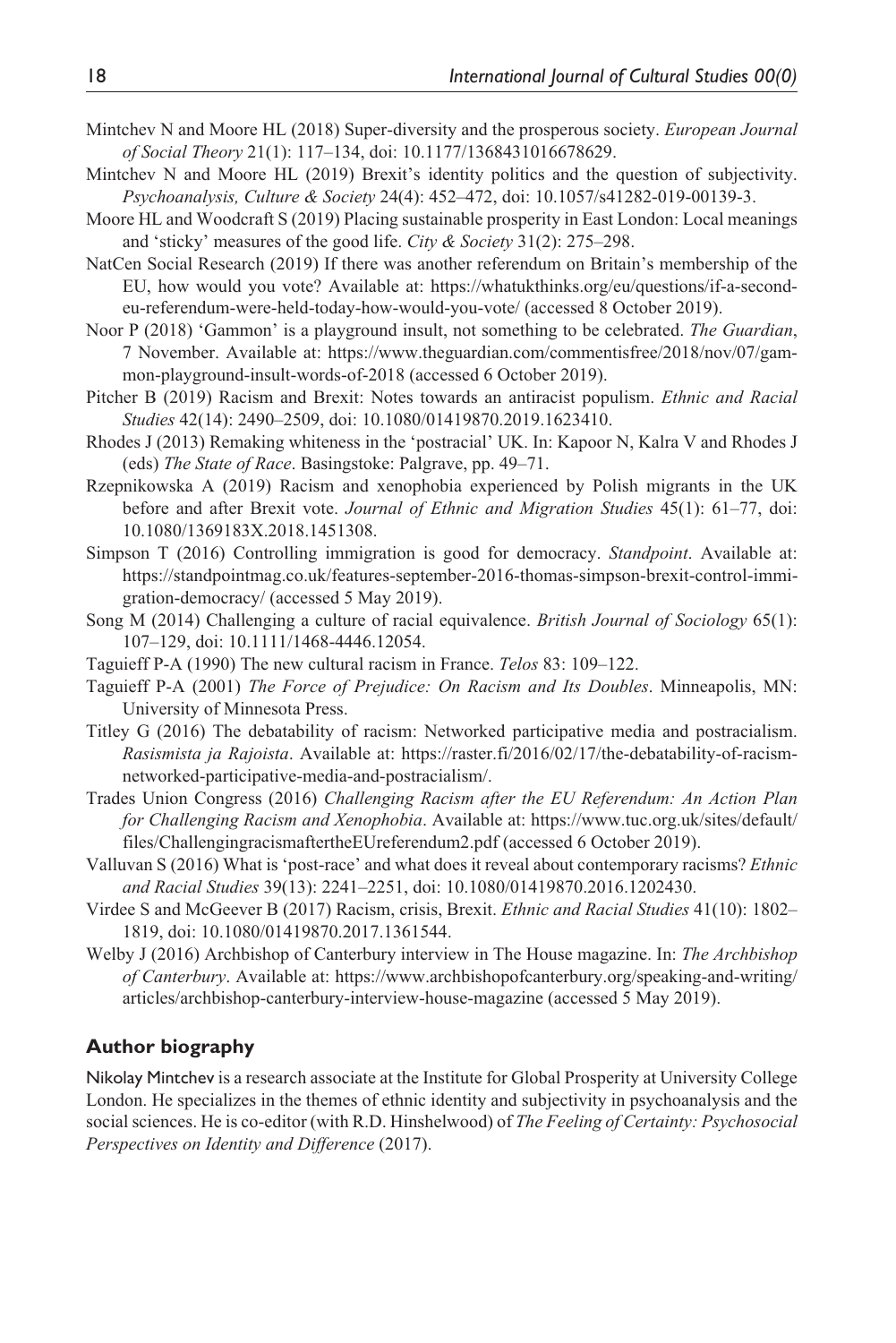Mintchev N and Moore HL (2018) Super-diversity and the prosperous society. *European Journal of Social Theory* 21(1): 117–134, doi: 10.1177/1368431016678629.

Mintchev N and Moore HL (2019) Brexit's identity politics and the question of subjectivity. *Psychoanalysis, Culture & Society* 24(4): 452–472, doi: 10.1057/s41282-019-00139-3.

Moore HL and Woodcraft S (2019) Placing sustainable prosperity in East London: Local meanings and 'sticky' measures of the good life. *City & Society* 31(2): 275–298.

NatCen Social Research (2019) If there was another referendum on Britain's membership of the EU, how would you vote? Available at: https://whatukthinks.org/eu/questions/if-a-second-eu-referendum-were-held-today-how-would-you-vote/ (accessed 8 October 2019).

Noor P (2018) 'Gammon' is a playground insult, not something to be celebrated. *The Guardian*, 7 November. Available at: https://www.theguardian.com/commentisfree/2018/nov/07/gammon-playground-insult-words-of-2018 (accessed 6 October 2019).

Pitcher B (2019) Racism and Brexit: Notes towards an antiracist populism. *Ethnic and Racial Studies* 42(14): 2490–2509, doi: 10.1080/01419870.2019.1623410.

Rhodes J (2013) Remaking whiteness in the 'postracial' UK. In: Kapoor N, Kalra V and Rhodes J (eds) *The State of Race*. Basingstoke: Palgrave, pp. 49–71.

Rzepnikowska A (2019) Racism and xenophobia experienced by Polish migrants in the UK before and after Brexit vote. *Journal of Ethnic and Migration Studies* 45(1): 61–77, doi: 10.1080/1369183X.2018.1451308.

Simpson T (2016) Controlling immigration is good for democracy. *Standpoint*. Available at: https://standpointmag.co.uk/features-september-2016-thomas-simpson-brexit-control-immigration-democracy/ (accessed 5 May 2019).

Song M (2014) Challenging a culture of racial equivalence. *British Journal of Sociology* 65(1): 107–129, doi: 10.1111/1468-4446.12054.

Taguieff P-A (1990) The new cultural racism in France. *Telos* 83: 109–122.

Taguieff P-A (2001) *The Force of Prejudice: On Racism and Its Doubles*. Minneapolis, MN: University of Minnesota Press.

Titley G (2016) The debatability of racism: Networked participative media and postracialism. *Rasismista ja Rajoista*. Available at: https://raster.fi/2016/02/17/the-debatability-of-racism-networked-participative-media-and-postracialism/.

Trades Union Congress (2016) *Challenging Racism after the EU Referendum: An Action Plan for Challenging Racism and Xenophobia*. Available at: https://www.tuc.org.uk/sites/default/files/ChallengingracismaftertheEUreferendum2.pdf (accessed 6 October 2019).

Valluvan S (2016) What is 'post-race' and what does it reveal about contemporary racisms? *Ethnic and Racial Studies* 39(13): 2241–2251, doi: 10.1080/01419870.2016.1202430.

Virdee S and McGeever B (2017) Racism, crisis, Brexit. *Ethnic and Racial Studies* 41(10): 1802–1819, doi: 10.1080/01419870.2017.1361544.

Welby J (2016) Archbishop of Canterbury interview in The House magazine. In: *The Archbishop of Canterbury*. Available at: https://www.archbishopofcanterbury.org/speaking-and-writing/articles/archbishop-canterbury-interview-house-magazine (accessed 5 May 2019).

## Author biography

Nikolay Mintchev is a research associate at the Institute for Global Prosperity at University College London. He specializes in the themes of ethnic identity and subjectivity in psychoanalysis and the social sciences. He is co-editor (with R.D. Hinshelwood) of *The Feeling of Certainty: Psychosocial Perspectives on Identity and Difference* (2017).